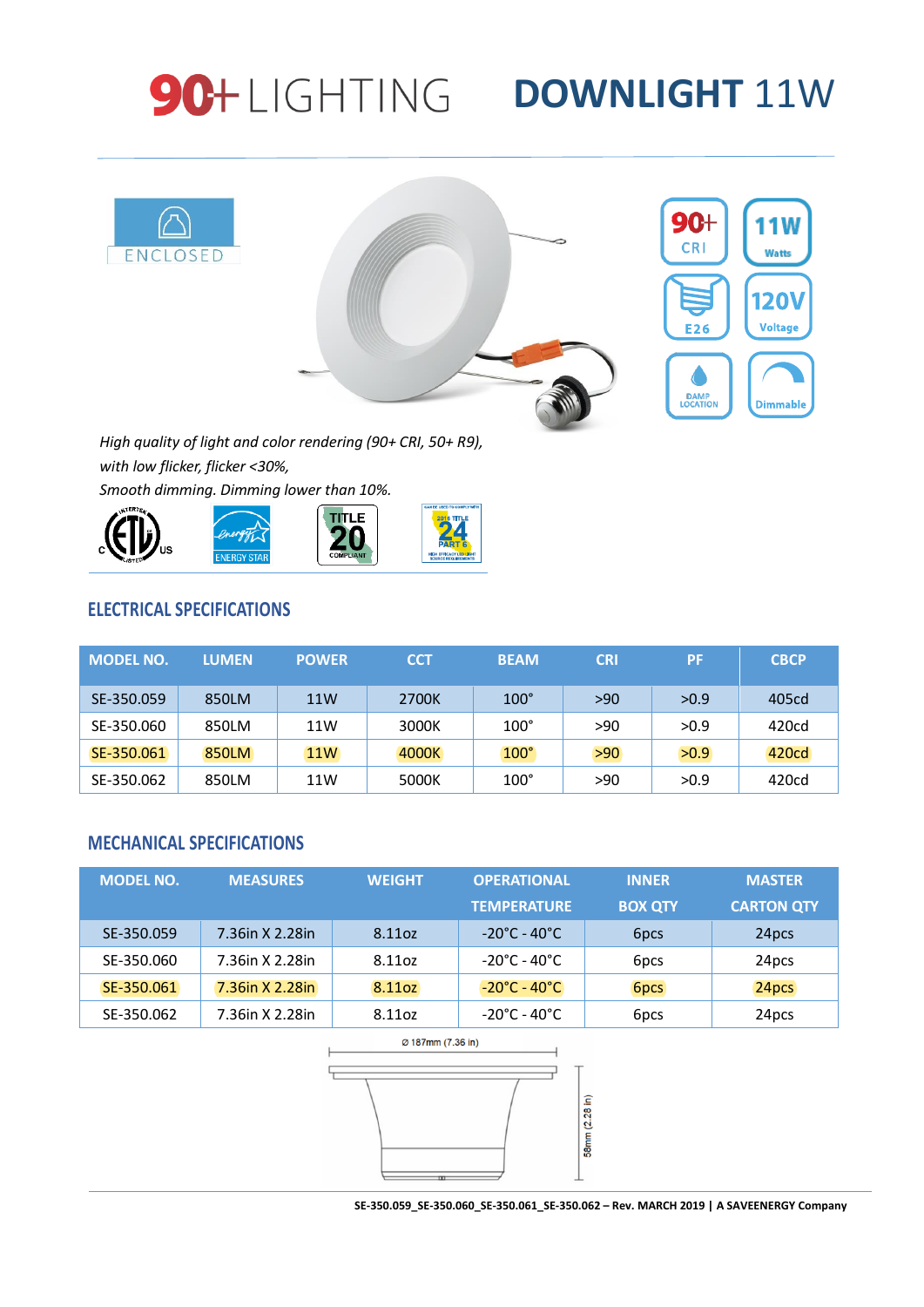# 90+ LIGHTING DOWNLIGHT 11W

ENCLOSED

90+ CRI | 11W Watts | E26 | 120V Voltage | DAMP LOCATION | Dimmable

*High quality of light and color rendering (90+ CRI, 50+ R9),*
*with low flicker, flicker <30%,*
*Smooth dimming. Dimming lower than 10%.*

## ELECTRICAL SPECIFICATIONS

| MODEL NO. | LUMEN | POWER | CCT | BEAM | CRI | PF | CBCP |
|---|---|---|---|---|---|---|---|
| SE-350.059 | 850LM | 11W | 2700K | 100° | >90 | >0.9 | 405cd |
| SE-350.060 | 850LM | 11W | 3000K | 100° | >90 | >0.9 | 420cd |
| SE-350.061 | 850LM | 11W | 4000K | 100° | >90 | >0.9 | 420cd |
| SE-350.062 | 850LM | 11W | 5000K | 100° | >90 | >0.9 | 420cd |

## MECHANICAL SPECIFICATIONS

| MODEL NO. | MEASURES | WEIGHT | OPERATIONAL TEMPERATURE | INNER BOX QTY | MASTER CARTON QTY |
|---|---|---|---|---|---|
| SE-350.059 | 7.36in X 2.28in | 8.11oz | -20°C - 40°C | 6pcs | 24pcs |
| SE-350.060 | 7.36in X 2.28in | 8.11oz | -20°C - 40°C | 6pcs | 24pcs |
| SE-350.061 | 7.36in X 2.28in | 8.11oz | -20°C - 40°C | 6pcs | 24pcs |
| SE-350.062 | 7.36in X 2.28in | 8.11oz | -20°C - 40°C | 6pcs | 24pcs |

Ø 187mm (7.36 in)

58mm (2.28 in)

SE-350.059_SE-350.060_SE-350.061_SE-350.062 – Rev. MARCH 2019 | A SAVEENERGY Company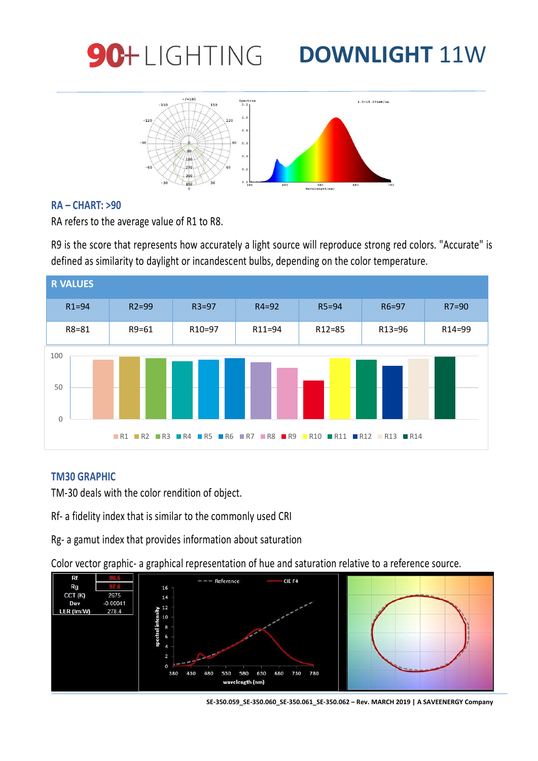# 90+ LIGHTING DOWNLIGHT 11W

-/+180
-150
150
-120
120
-90
90
-60
60
-30
30
0
90
180
270
360
450

Spectrum
1.2
1.0
0.8
0.6
0.4
0.2
0.0
1.0=18.401mW/nm
380
480
580
680
780
Wavelength(nm)

## RA – CHART: >90

RA refers to the average value of R1 to R8.

R9 is the score that represents how accurately a light source will reproduce strong red colors. "Accurate" is defined as similarity to daylight or incandescent bulbs, depending on the color temperature.

| R VALUES | | | | | | |
|---|---|---|---|---|---|---|
| R1=94 | R2=99 | R3=97 | R4=92 | R5=94 | R6=97 | R7=90 |
| R8=81 | R9=61 | R10=97 | R11=94 | R12=85 | R13=96 | R14=99 |

100
50
0
R1 R2 R3 R4 R5 R6 R7 R8 R9 R10 R11 R12 R13 R14

## TM30 GRAPHIC

TM-30 deals with the color rendition of object.

Rf- a fidelity index that is similar to the commonly used CRI

Rg- a gamut index that provides information about saturation

Color vector graphic- a graphical representation of hue and saturation relative to a reference source.

| | |
|---|---|
| Rf | 90.6 |
| Rg | 97.6 |
| CCT (K) | 2675 |
| Duv | -0.00041 |
| LER (lm/W) | 278.4 |

Reference
CIE F4
16
14
12
10
8
6
4
2
0
spectral intensity
380 430 480 530 580 630 680 730 780
wavelength (nm)

SE-350.059_SE-350.060_SE-350.061_SE-350.062 – Rev. MARCH 2019 | A SAVEENERGY Company